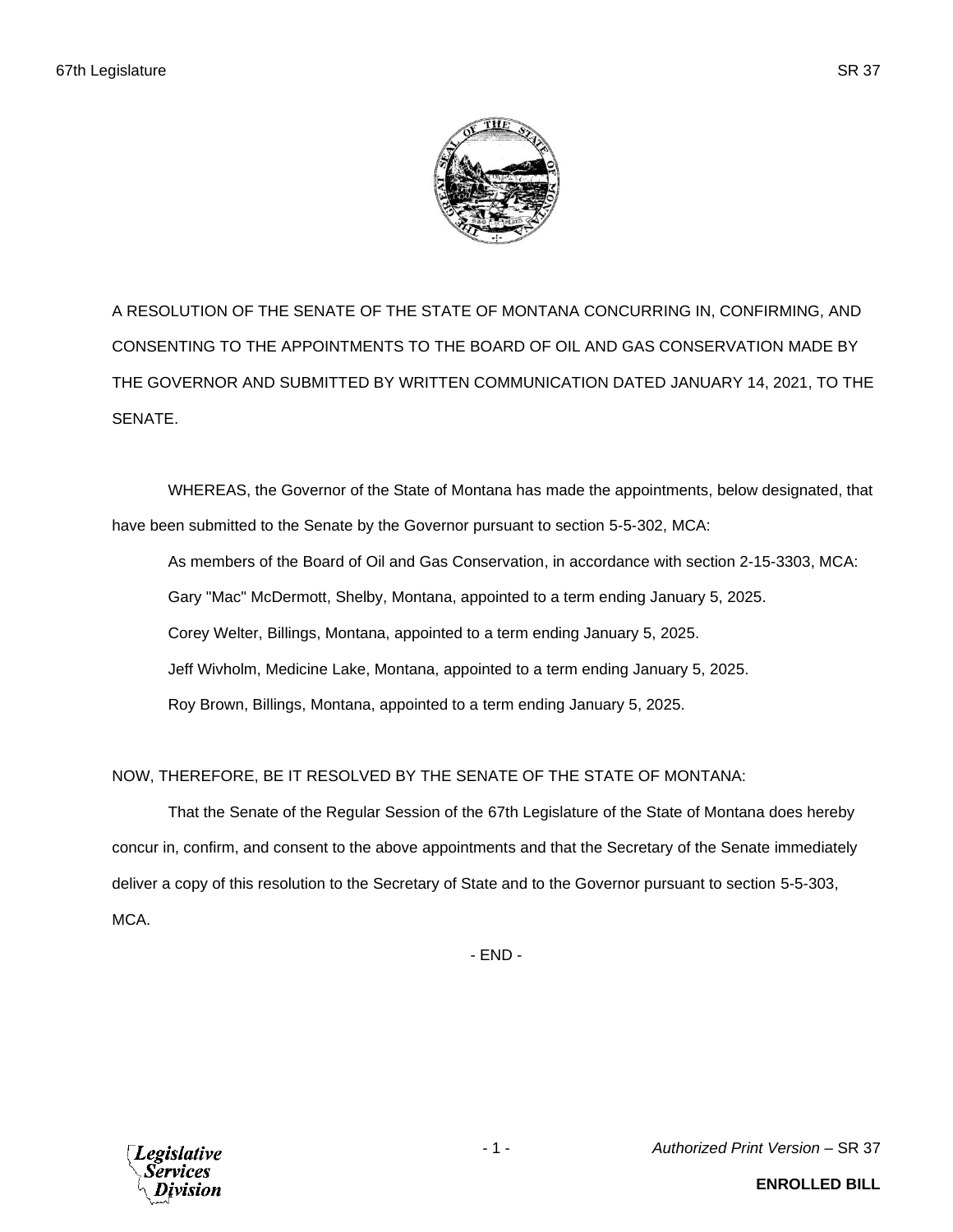A RESOLUTION OF THE SENATE OF THE STATE OF MONTANA CONCURRING IN, CONFIRMING, AND CONSENTING TO THE APPOINTMENTS TO THE BOARD OF OIL AND GAS CONSERVATION MADE BY THE GOVERNOR AND SUBMITTED BY WRITTEN COMMUNICATION DATED JANUARY 14, 2021, TO THE SENATE.

WHEREAS, the Governor of the State of Montana has made the appointments, below designated, that have been submitted to the Senate by the Governor pursuant to section 5-5-302, MCA:

As members of the Board of Oil and Gas Conservation, in accordance with section 2-15-3303, MCA:

Gary "Mac" McDermott, Shelby, Montana, appointed to a term ending January 5, 2025.

Corey Welter, Billings, Montana, appointed to a term ending January 5, 2025.

Jeff Wivholm, Medicine Lake, Montana, appointed to a term ending January 5, 2025.

Roy Brown, Billings, Montana, appointed to a term ending January 5, 2025.

NOW, THEREFORE, BE IT RESOLVED BY THE SENATE OF THE STATE OF MONTANA:

That the Senate of the Regular Session of the 67th Legislature of the State of Montana does hereby concur in, confirm, and consent to the above appointments and that the Secretary of the Senate immediately deliver a copy of this resolution to the Secretary of State and to the Governor pursuant to section 5-5-303, MCA.

- END -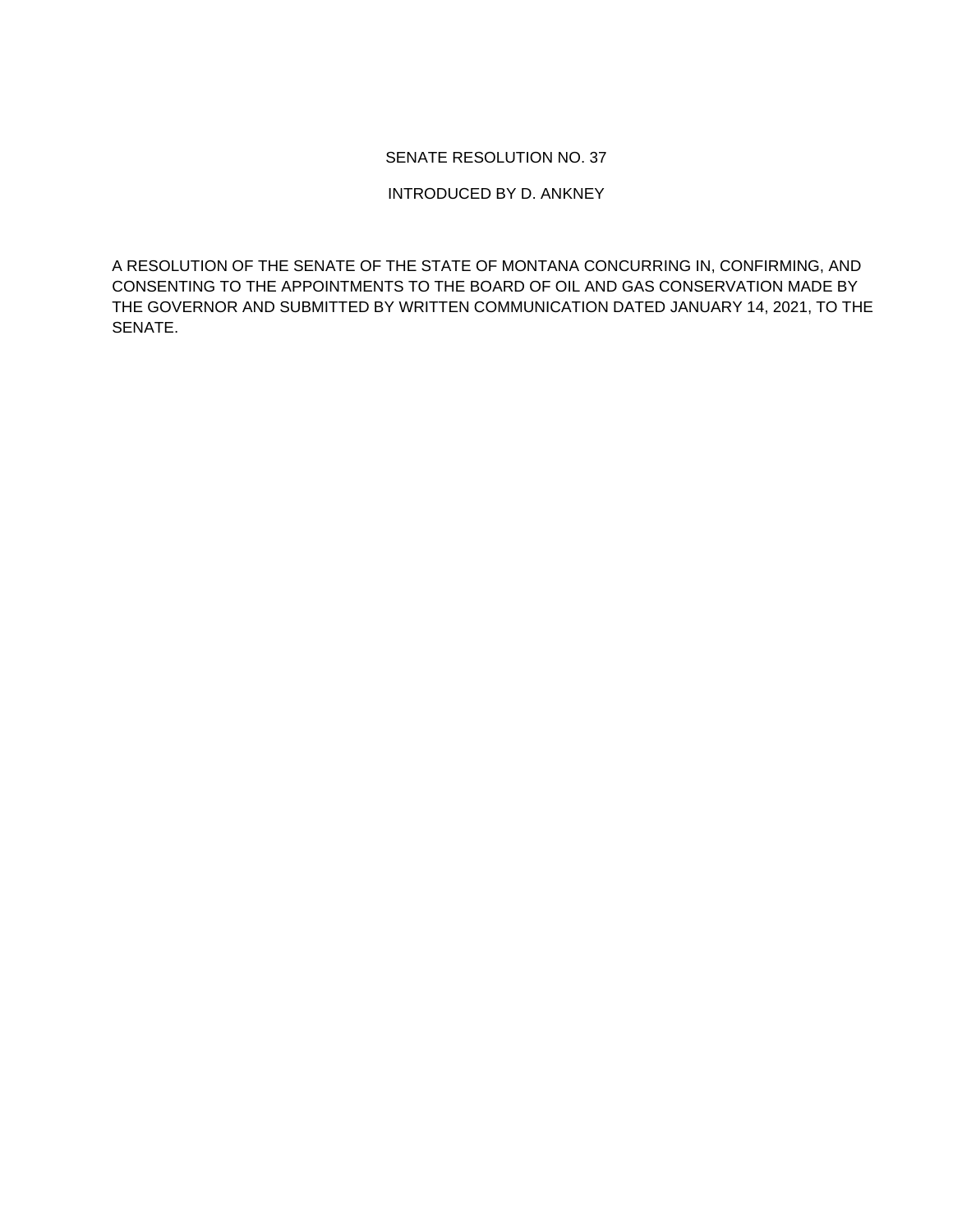SENATE RESOLUTION NO. 37

INTRODUCED BY D. ANKNEY

A RESOLUTION OF THE SENATE OF THE STATE OF MONTANA CONCURRING IN, CONFIRMING, AND CONSENTING TO THE APPOINTMENTS TO THE BOARD OF OIL AND GAS CONSERVATION MADE BY THE GOVERNOR AND SUBMITTED BY WRITTEN COMMUNICATION DATED JANUARY 14, 2021, TO THE SENATE.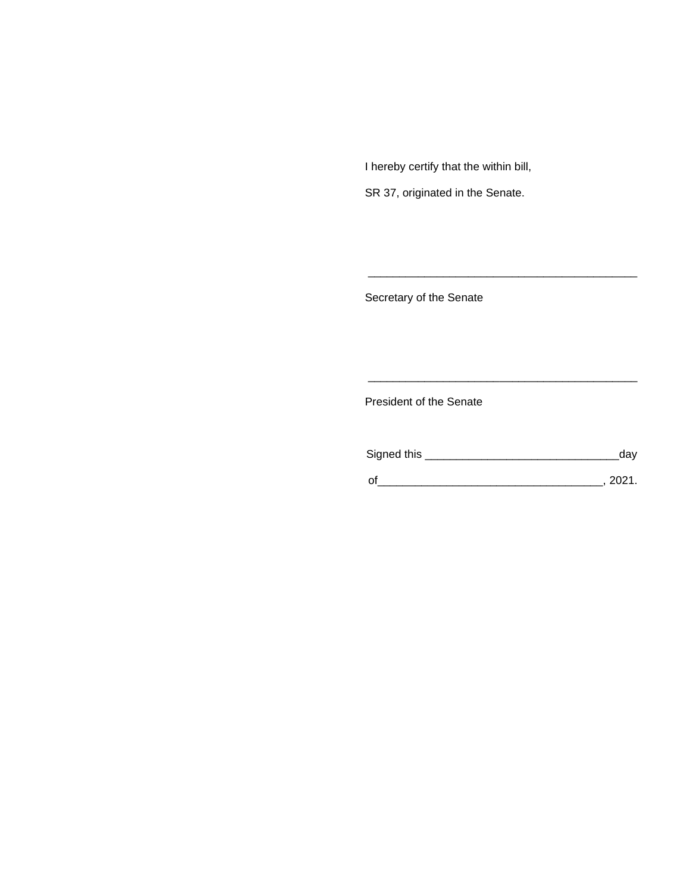I hereby certify that the within bill,

SR 37, originated in the Senate.

\_\_\_\_\_\_\_\_\_\_\_\_\_\_\_\_\_\_\_\_\_\_\_\_\_\_\_\_\_\_\_\_\_\_\_\_\_\_\_\_\_\_\_

Secretary of the Senate

\_\_\_\_\_\_\_\_\_\_\_\_\_\_\_\_\_\_\_\_\_\_\_\_\_\_\_\_\_\_\_\_\_\_\_\_\_\_\_\_\_\_\_

President of the Senate

Signed this \_\_\_\_\_\_\_\_\_\_\_\_\_\_\_\_\_\_\_\_\_\_\_\_\_\_\_\_\_\_day

of\_\_\_\_\_\_\_\_\_\_\_\_\_\_\_\_\_\_\_\_\_\_\_\_\_\_\_\_\_\_\_\_\_\_, 2021.